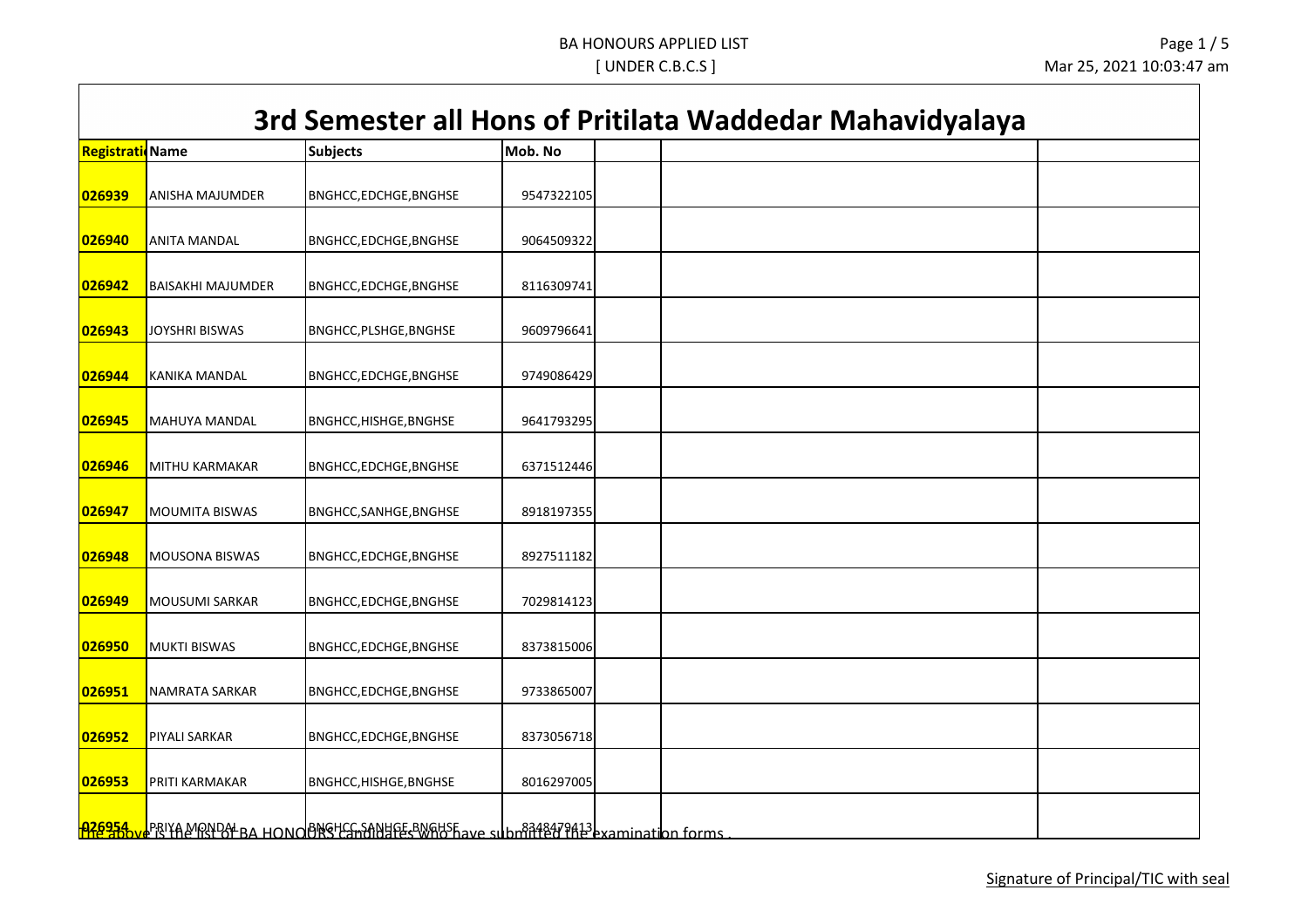BA HONOURS APPLIED LIST
[ UNDER C.B.C.S ]

# 3rd Semester all Hons of Pritilata Waddedar Mahavidyalaya

| Registrati Name | | Subjects | Mob. No | | | |
|---|---|---|---|---|---|---|
| 026939 | ANISHA MAJUMDER | BNGHCC,EDCHGE,BNGHSE | 9547322105 | | | |
| 026940 | ANITA MANDAL | BNGHCC,EDCHGE,BNGHSE | 9064509322 | | | |
| 026942 | BAISAKHI MAJUMDER | BNGHCC,EDCHGE,BNGHSE | 8116309741 | | | |
| 026943 | JOYSHRI BISWAS | BNGHCC,PLSHGE,BNGHSE | 9609796641 | | | |
| 026944 | KANIKA MANDAL | BNGHCC,EDCHGE,BNGHSE | 9749086429 | | | |
| 026945 | MAHUYA MANDAL | BNGHCC,HISHGE,BNGHSE | 9641793295 | | | |
| 026946 | MITHU KARMAKAR | BNGHCC,EDCHGE,BNGHSE | 6371512446 | | | |
| 026947 | MOUMITA BISWAS | BNGHCC,SANHGE,BNGHSE | 8918197355 | | | |
| 026948 | MOUSONA BISWAS | BNGHCC,EDCHGE,BNGHSE | 8927511182 | | | |
| 026949 | MOUSUMI SARKAR | BNGHCC,EDCHGE,BNGHSE | 7029814123 | | | |
| 026950 | MUKTI BISWAS | BNGHCC,EDCHGE,BNGHSE | 8373815006 | | | |
| 026951 | NAMRATA SARKAR | BNGHCC,EDCHGE,BNGHSE | 9733865007 | | | |
| 026952 | PIYALI SARKAR | BNGHCC,EDCHGE,BNGHSE | 8373056718 | | | |
| 026953 | PRITI KARMAKAR | BNGHCC,HISHGE,BNGHSE | 8016297005 | | | |
| 026954 | PRIYA MONDAL | BNGHCC,SANHGE,BNGHSE | 8348479413 | | | |

The above is the list of BA HONOURS candidates who have submitted the examination forms .

Signature of Principal/TIC with seal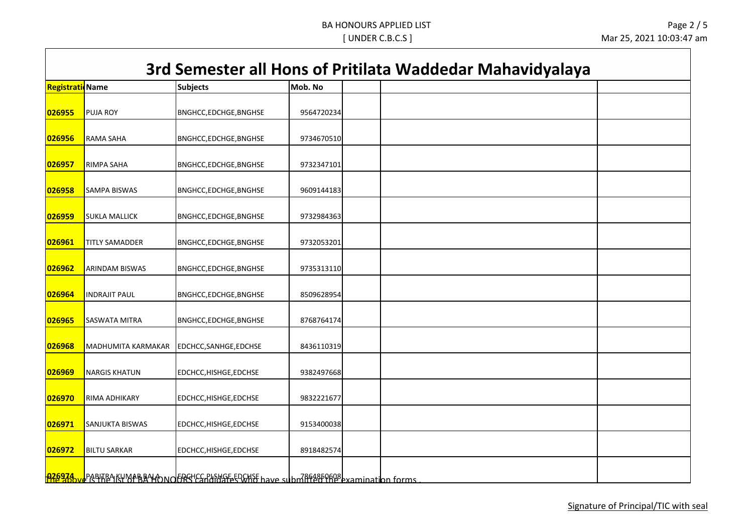# 3rd Semester all Hons of Pritilata Waddedar Mahavidyalaya

| Registration | Name | Subjects | Mob. No | | | |
|---|---|---|---|---|---|---|
| 026955 | PUJA ROY | BNGHCC,EDCHGE,BNGHSE | 9564720234 | | | |
| 026956 | RAMA SAHA | BNGHCC,EDCHGE,BNGHSE | 9734670510 | | | |
| 026957 | RIMPA SAHA | BNGHCC,EDCHGE,BNGHSE | 9732347101 | | | |
| 026958 | SAMPA BISWAS | BNGHCC,EDCHGE,BNGHSE | 9609144183 | | | |
| 026959 | SUKLA MALLICK | BNGHCC,EDCHGE,BNGHSE | 9732984363 | | | |
| 026961 | TITLY SAMADDER | BNGHCC,EDCHGE,BNGHSE | 9732053201 | | | |
| 026962 | ARINDAM BISWAS | BNGHCC,EDCHGE,BNGHSE | 9735313110 | | | |
| 026964 | INDRAJIT PAUL | BNGHCC,EDCHGE,BNGHSE | 8509628954 | | | |
| 026965 | SASWATA MITRA | BNGHCC,EDCHGE,BNGHSE | 8768764174 | | | |
| 026968 | MADHUMITA KARMAKAR | EDCHCC,SANHGE,EDCHSE | 8436110319 | | | |
| 026969 | NARGIS KHATUN | EDCHCC,HISHGE,EDCHSE | 9382497668 | | | |
| 026970 | RIMA ADHIKARY | EDCHCC,HISHGE,EDCHSE | 9832221677 | | | |
| 026971 | SANJUKTA BISWAS | EDCHCC,HISHGE,EDCHSE | 9153400038 | | | |
| 026972 | BILTU SARKAR | EDCHCC,HISHGE,EDCHSE | 8918482574 | | | |
| 026974 | PABITRA KUMAR BALA | EDCHCC,PLSHGE,EDCHSE | 7864860608 | | | |

The above is the list of BA HONOURS candidates who have submitted the examination forms .

Signature of Principal/TIC with seal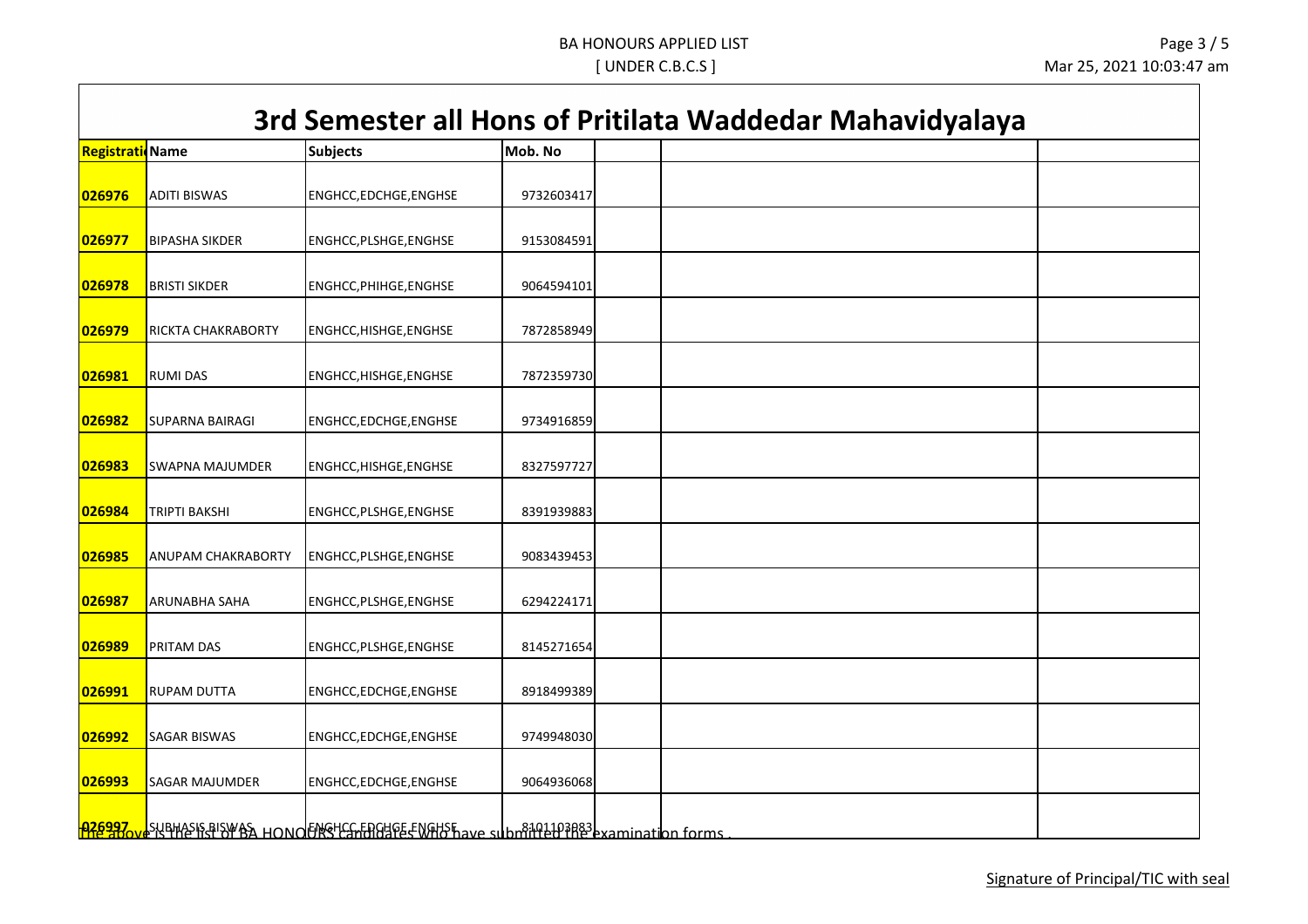BA HONOURS APPLIED LIST

[ UNDER C.B.C.S ]

# 3rd Semester all Hons of Pritilata Waddedar Mahavidyalaya

| Registratio | Name | Subjects | Mob. No | | | |
|---|---|---|---|---|---|---|
| 026976 | ADITI BISWAS | ENGHCC,EDCHGE,ENGHSE | 9732603417 | | | |
| 026977 | BIPASHA SIKDER | ENGHCC,PLSHGE,ENGHSE | 9153084591 | | | |
| 026978 | BRISTI SIKDER | ENGHCC,PHIHGE,ENGHSE | 9064594101 | | | |
| 026979 | RICKTA CHAKRABORTY | ENGHCC,HISHGE,ENGHSE | 7872858949 | | | |
| 026981 | RUMI DAS | ENGHCC,HISHGE,ENGHSE | 7872359730 | | | |
| 026982 | SUPARNA BAIRAGI | ENGHCC,EDCHGE,ENGHSE | 9734916859 | | | |
| 026983 | SWAPNA MAJUMDER | ENGHCC,HISHGE,ENGHSE | 8327597727 | | | |
| 026984 | TRIPTI BAKSHI | ENGHCC,PLSHGE,ENGHSE | 8391939883 | | | |
| 026985 | ANUPAM CHAKRABORTY | ENGHCC,PLSHGE,ENGHSE | 9083439453 | | | |
| 026987 | ARUNABHA SAHA | ENGHCC,PLSHGE,ENGHSE | 6294224171 | | | |
| 026989 | PRITAM DAS | ENGHCC,PLSHGE,ENGHSE | 8145271654 | | | |
| 026991 | RUPAM DUTTA | ENGHCC,EDCHGE,ENGHSE | 8918499389 | | | |
| 026992 | SAGAR BISWAS | ENGHCC,EDCHGE,ENGHSE | 9749948030 | | | |
| 026993 | SAGAR MAJUMDER | ENGHCC,EDCHGE,ENGHSE | 9064936068 | | | |
| 026997 | SUBHASIS BISWAS | ENGHCC,EDCHGE,ENGHSE | 8101103983 | | | |

The above is the list of BA HONOURS candidates who have submitted the examination forms .

Signature of Principal/TIC with seal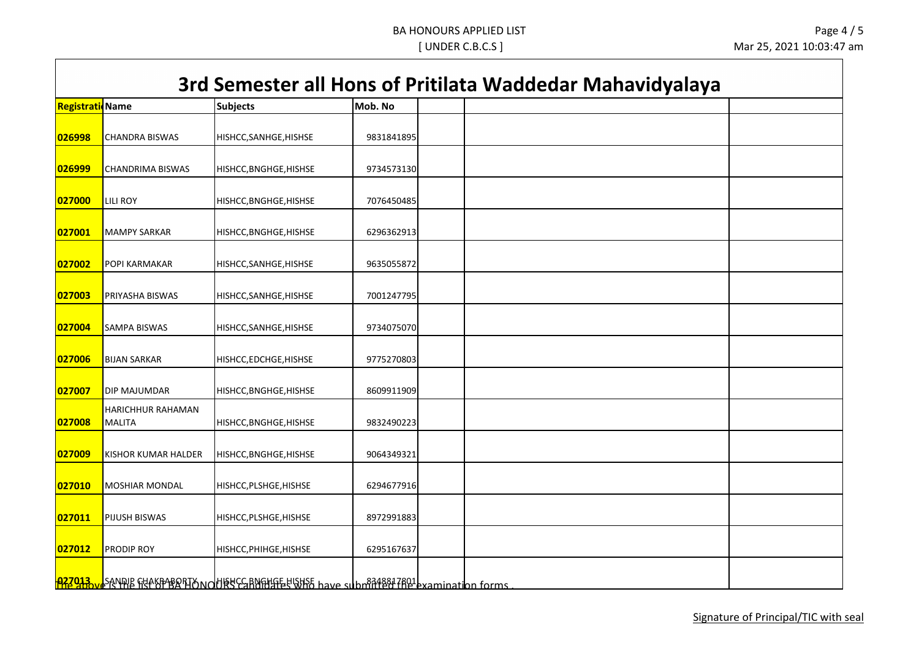# 3rd Semester all Hons of Pritilata Waddedar Mahavidyalaya

| Registrati Name | | Subjects | Mob. No | | | |
|---|---|---|---|---|---|---|
| 026998 | CHANDRA BISWAS | HISHCC,SANHGE,HISHSE | 9831841895 | | | |
| 026999 | CHANDRIMA BISWAS | HISHCC,BNGHGE,HISHSE | 9734573130 | | | |
| 027000 | LILI ROY | HISHCC,BNGHGE,HISHSE | 7076450485 | | | |
| 027001 | MAMPY SARKAR | HISHCC,BNGHGE,HISHSE | 6296362913 | | | |
| 027002 | POPI KARMAKAR | HISHCC,SANHGE,HISHSE | 9635055872 | | | |
| 027003 | PRIYASHA BISWAS | HISHCC,SANHGE,HISHSE | 7001247795 | | | |
| 027004 | SAMPA BISWAS | HISHCC,SANHGE,HISHSE | 9734075070 | | | |
| 027006 | BIJAN SARKAR | HISHCC,EDCHGE,HISHSE | 9775270803 | | | |
| 027007 | DIP MAJUMDAR | HISHCC,BNGHGE,HISHSE | 8609911909 | | | |
| 027008 | HARICHHUR RAHAMAN MALITA | HISHCC,BNGHGE,HISHSE | 9832490223 | | | |
| 027009 | KISHOR KUMAR HALDER | HISHCC,BNGHGE,HISHSE | 9064349321 | | | |
| 027010 | MOSHIAR MONDAL | HISHCC,PLSHGE,HISHSE | 6294677916 | | | |
| 027011 | PIJUSH BISWAS | HISHCC,PLSHGE,HISHSE | 8972991883 | | | |
| 027012 | PRODIP ROY | HISHCC,PHIHGE,HISHSE | 6295167637 | | | |
| 027013 | SANDIP CHAKRABORTY | HISHCC,BNGHGE,HISHSE | 8348817801 | | | |

The above is the list of BA HONOURS candidates who have submitted the examination forms .

Signature of Principal/TIC with seal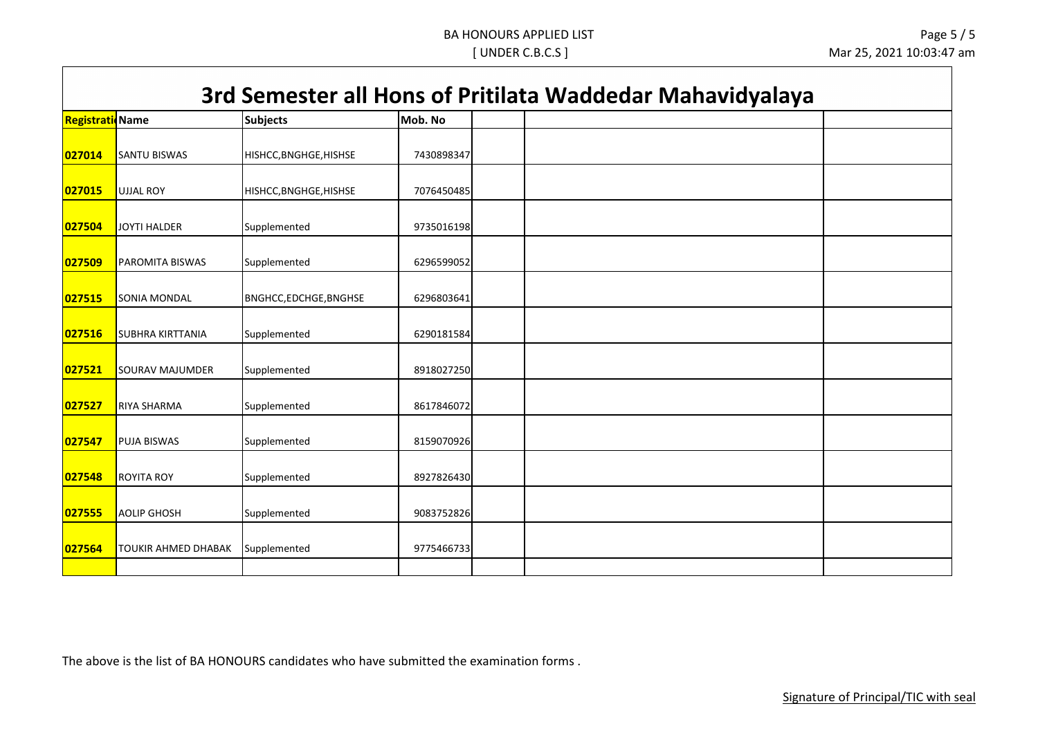# 3rd Semester all Hons of Pritilata Waddedar Mahavidyalaya

| Registrati Name | | Subjects | Mob. No | | | |
|---|---|---|---|---|---|---|
| 027014 | SANTU BISWAS | HISHCC,BNGHGE,HISHSE | 7430898347 | | | |
| 027015 | UJJAL ROY | HISHCC,BNGHGE,HISHSE | 7076450485 | | | |
| 027504 | JOYTI HALDER | Supplemented | 9735016198 | | | |
| 027509 | PAROMITA BISWAS | Supplemented | 6296599052 | | | |
| 027515 | SONIA MONDAL | BNGHCC,EDCHGE,BNGHSE | 6296803641 | | | |
| 027516 | SUBHRA KIRTTANIA | Supplemented | 6290181584 | | | |
| 027521 | SOURAV MAJUMDER | Supplemented | 8918027250 | | | |
| 027527 | RIYA SHARMA | Supplemented | 8617846072 | | | |
| 027547 | PUJA BISWAS | Supplemented | 8159070926 | | | |
| 027548 | ROYITA ROY | Supplemented | 8927826430 | | | |
| 027555 | AOLIP GHOSH | Supplemented | 9083752826 | | | |
| 027564 | TOUKIR AHMED DHABAK | Supplemented | 9775466733 | | | |
| | | | | | | |

The above is the list of BA HONOURS candidates who have submitted the examination forms .

Signature of Principal/TIC with seal